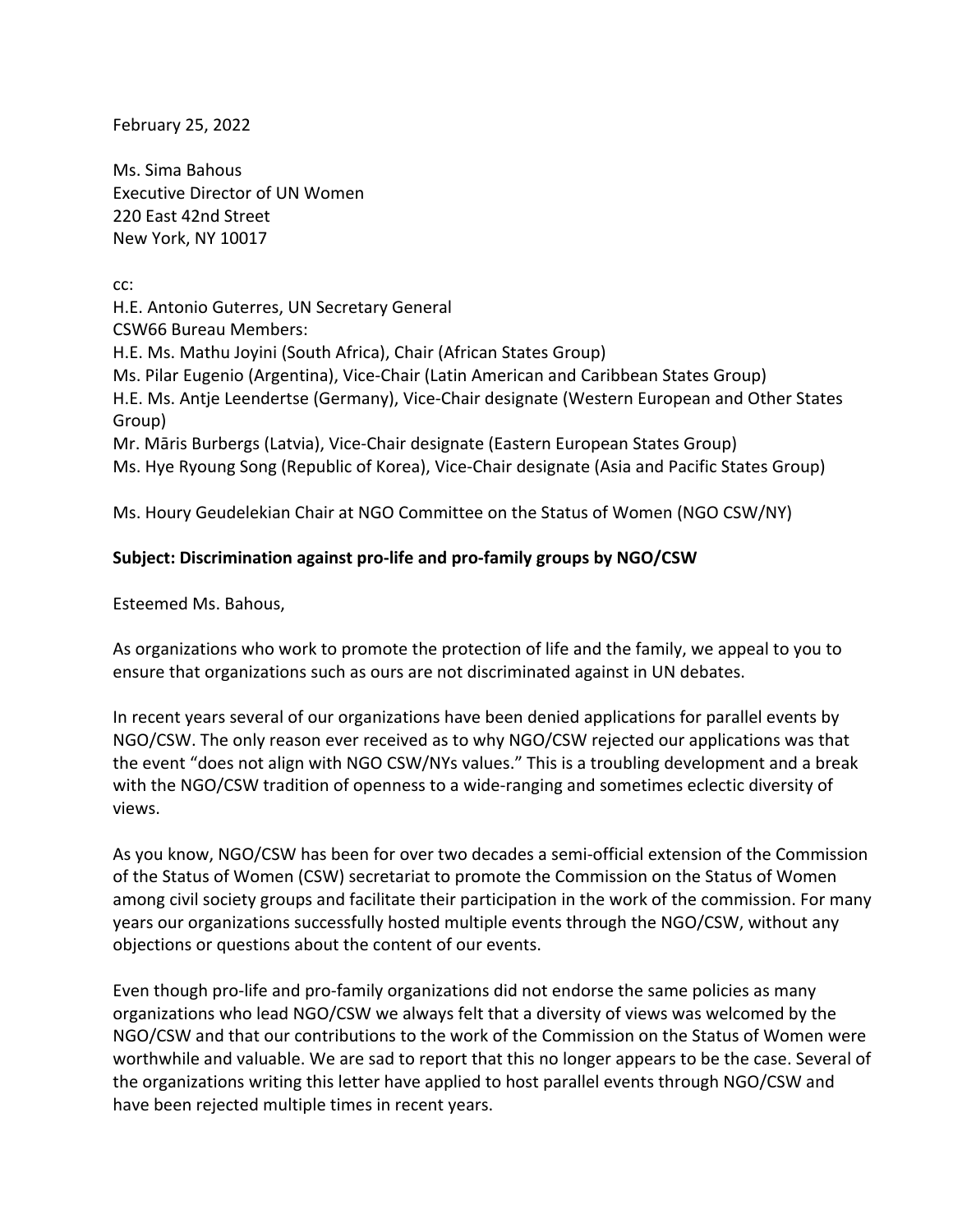February 25, 2022

Ms. Sima Bahous
Executive Director of UN Women
220 East 42nd Street
New York, NY 10017

cc:
H.E. Antonio Guterres, UN Secretary General
CSW66 Bureau Members:
H.E. Ms. Mathu Joyini (South Africa), Chair (African States Group)
Ms. Pilar Eugenio (Argentina), Vice-Chair (Latin American and Caribbean States Group)
H.E. Ms. Antje Leendertse (Germany), Vice-Chair designate (Western European and Other States Group)
Mr. Māris Burbergs (Latvia), Vice-Chair designate (Eastern European States Group)
Ms. Hye Ryoung Song (Republic of Korea), Vice-Chair designate (Asia and Pacific States Group)

Ms. Houry Geudelekian Chair at NGO Committee on the Status of Women (NGO CSW/NY)

**Subject: Discrimination against pro-life and pro-family groups by NGO/CSW**

Esteemed Ms. Bahous,

As organizations who work to promote the protection of life and the family, we appeal to you to ensure that organizations such as ours are not discriminated against in UN debates.

In recent years several of our organizations have been denied applications for parallel events by NGO/CSW. The only reason ever received as to why NGO/CSW rejected our applications was that the event "does not align with NGO CSW/NYs values." This is a troubling development and a break with the NGO/CSW tradition of openness to a wide-ranging and sometimes eclectic diversity of views.

As you know, NGO/CSW has been for over two decades a semi-official extension of the Commission of the Status of Women (CSW) secretariat to promote the Commission on the Status of Women among civil society groups and facilitate their participation in the work of the commission. For many years our organizations successfully hosted multiple events through the NGO/CSW, without any objections or questions about the content of our events.

Even though pro-life and pro-family organizations did not endorse the same policies as many organizations who lead NGO/CSW we always felt that a diversity of views was welcomed by the NGO/CSW and that our contributions to the work of the Commission on the Status of Women were worthwhile and valuable. We are sad to report that this no longer appears to be the case. Several of the organizations writing this letter have applied to host parallel events through NGO/CSW and have been rejected multiple times in recent years.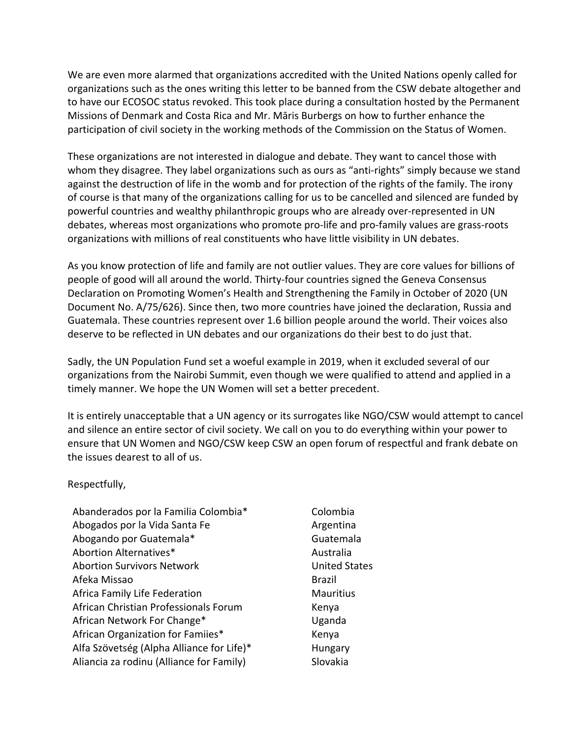We are even more alarmed that organizations accredited with the United Nations openly called for organizations such as the ones writing this letter to be banned from the CSW debate altogether and to have our ECOSOC status revoked. This took place during a consultation hosted by the Permanent Missions of Denmark and Costa Rica and Mr. Māris Burbergs on how to further enhance the participation of civil society in the working methods of the Commission on the Status of Women.

These organizations are not interested in dialogue and debate. They want to cancel those with whom they disagree. They label organizations such as ours as "anti-rights" simply because we stand against the destruction of life in the womb and for protection of the rights of the family. The irony of course is that many of the organizations calling for us to be cancelled and silenced are funded by powerful countries and wealthy philanthropic groups who are already over-represented in UN debates, whereas most organizations who promote pro-life and pro-family values are grass-roots organizations with millions of real constituents who have little visibility in UN debates.

As you know protection of life and family are not outlier values. They are core values for billions of people of good will all around the world. Thirty-four countries signed the Geneva Consensus Declaration on Promoting Women's Health and Strengthening the Family in October of 2020 (UN Document No. A/75/626). Since then, two more countries have joined the declaration, Russia and Guatemala. These countries represent over 1.6 billion people around the world. Their voices also deserve to be reflected in UN debates and our organizations do their best to do just that.

Sadly, the UN Population Fund set a woeful example in 2019, when it excluded several of our organizations from the Nairobi Summit, even though we were qualified to attend and applied in a timely manner. We hope the UN Women will set a better precedent.

It is entirely unacceptable that a UN agency or its surrogates like NGO/CSW would attempt to cancel and silence an entire sector of civil society. We call on you to do everything within your power to ensure that UN Women and NGO/CSW keep CSW an open forum of respectful and frank debate on the issues dearest to all of us.

Respectfully,

| Organization | Country |
|---|---|
| Abanderados por la Familia Colombia* | Colombia |
| Abogados por la Vida Santa Fe | Argentina |
| Abogando por Guatemala* | Guatemala |
| Abortion Alternatives* | Australia |
| Abortion Survivors Network | United States |
| Afeka Missao | Brazil |
| Africa Family Life Federation | Mauritius |
| African Christian Professionals Forum | Kenya |
| African Network For Change* | Uganda |
| African Organization for Famiies* | Kenya |
| Alfa Szövetség (Alpha Alliance for Life)* | Hungary |
| Aliancia za rodinu (Alliance for Family) | Slovakia |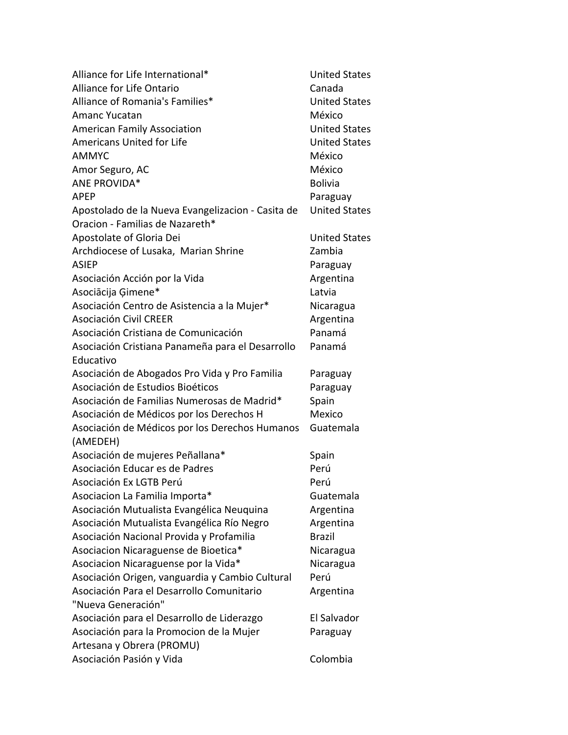| | |
|---|---|
| Alliance for Life International* | United States |
| Alliance for Life Ontario | Canada |
| Alliance of Romania's Families* | United States |
| Amanc Yucatan | México |
| American Family Association | United States |
| Americans United for Life | United States |
| AMMYC | México |
| Amor Seguro, AC | México |
| ANE PROVIDA* | Bolivia |
| APEP | Paraguay |
| Apostolado de la Nueva Evangelizacion - Casita de Oracion - Familias de Nazareth* | United States |
| Apostolate of Gloria Dei | United States |
| Archdiocese of Lusaka, Marian Shrine | Zambia |
| ASIEP | Paraguay |
| Asociación Acción por la Vida | Argentina |
| Asociācija Ģimene* | Latvia |
| Asociación Centro de Asistencia a la Mujer* | Nicaragua |
| Asociación Civil CREER | Argentina |
| Asociación Cristiana de Comunicación | Panamá |
| Asociación Cristiana Panameña para el Desarrollo Educativo | Panamá |
| Asociación de Abogados Pro Vida y Pro Familia | Paraguay |
| Asociación de Estudios Bioéticos | Paraguay |
| Asociación de Familias Numerosas de Madrid* | Spain |
| Asociación de Médicos por los Derechos H | Mexico |
| Asociación de Médicos por los Derechos Humanos (AMEDEH) | Guatemala |
| Asociación de mujeres Peñallana* | Spain |
| Asociación Educar es de Padres | Perú |
| Asociación Ex LGTB Perú | Perú |
| Asociacion La Familia Importa* | Guatemala |
| Asociación Mutualista Evangélica Neuquina | Argentina |
| Asociación Mutualista Evangélica Río Negro | Argentina |
| Asociación Nacional Provida y Profamilia | Brazil |
| Asociacion Nicaraguense de Bioetica* | Nicaragua |
| Asociacion Nicaraguense por la Vida* | Nicaragua |
| Asociación Origen, vanguardia y Cambio Cultural | Perú |
| Asociación Para el Desarrollo Comunitario "Nueva Generación" | Argentina |
| Asociación para el Desarrollo de Liderazgo | El Salvador |
| Asociación para la Promocion de la Mujer Artesana y Obrera (PROMU) | Paraguay |
| Asociación Pasión y Vida | Colombia |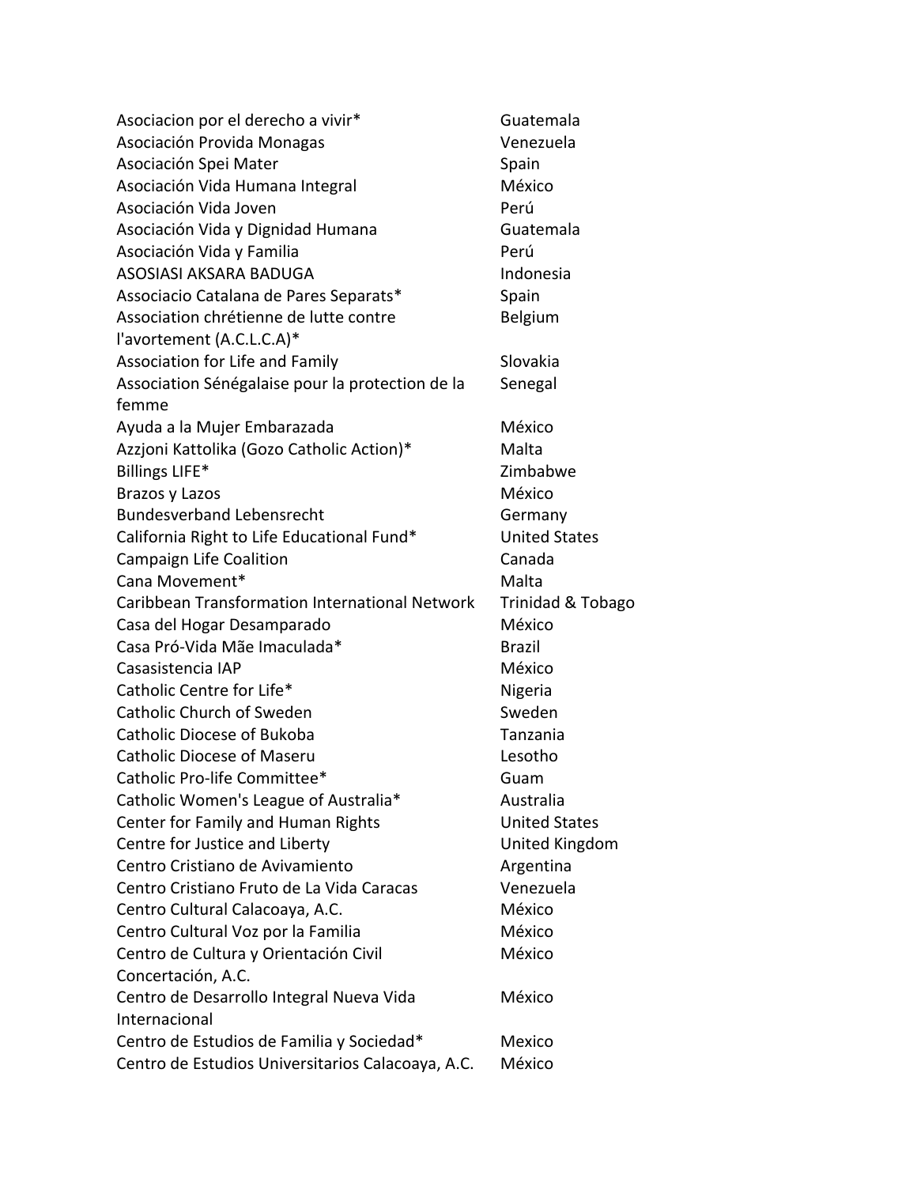| | |
|---|---|
| Asociacion por el derecho a vivir* | Guatemala |
| Asociación Provida Monagas | Venezuela |
| Asociación Spei Mater | Spain |
| Asociación Vida Humana Integral | México |
| Asociación Vida Joven | Perú |
| Asociación Vida y Dignidad Humana | Guatemala |
| Asociación Vida y Familia | Perú |
| ASOSIASI AKSARA BADUGA | Indonesia |
| Associacio Catalana de Pares Separats* | Spain |
| Association chrétienne de lutte contre l'avortement (A.C.L.C.A)* | Belgium |
| Association for Life and Family | Slovakia |
| Association Sénégalaise pour la protection de la femme | Senegal |
| Ayuda a la Mujer Embarazada | México |
| Azzjoni Kattolika (Gozo Catholic Action)* | Malta |
| Billings LIFE* | Zimbabwe |
| Brazos y Lazos | México |
| Bundesverband Lebensrecht | Germany |
| California Right to Life Educational Fund* | United States |
| Campaign Life Coalition | Canada |
| Cana Movement* | Malta |
| Caribbean Transformation International Network | Trinidad & Tobago |
| Casa del Hogar Desamparado | México |
| Casa Pró-Vida Mãe Imaculada* | Brazil |
| Casasistencia IAP | México |
| Catholic Centre for Life* | Nigeria |
| Catholic Church of Sweden | Sweden |
| Catholic Diocese of Bukoba | Tanzania |
| Catholic Diocese of Maseru | Lesotho |
| Catholic Pro-life Committee* | Guam |
| Catholic Women's League of Australia* | Australia |
| Center for Family and Human Rights | United States |
| Centre for Justice and Liberty | United Kingdom |
| Centro Cristiano de Avivamiento | Argentina |
| Centro Cristiano Fruto de La Vida Caracas | Venezuela |
| Centro Cultural Calacoaya, A.C. | México |
| Centro Cultural Voz por la Familia | México |
| Centro de Cultura y Orientación Civil Concertación, A.C. | México |
| Centro de Desarrollo Integral Nueva Vida Internacional | México |
| Centro de Estudios de Familia y Sociedad* | Mexico |
| Centro de Estudios Universitarios Calacoaya, A.C. | México |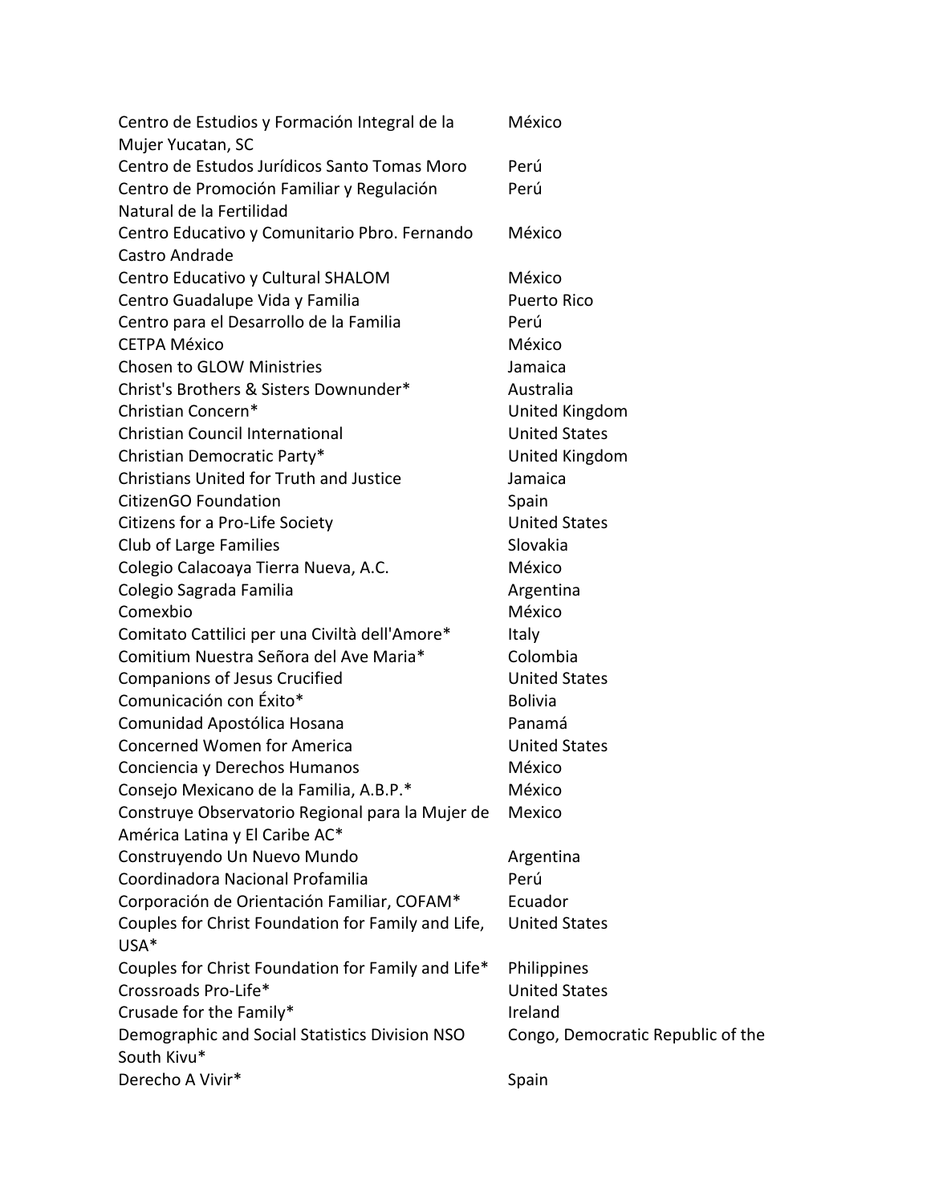| | |
|---|---|
| Centro de Estudios y Formación Integral de la Mujer Yucatan, SC | México |
| Centro de Estudos Jurídicos Santo Tomas Moro | Perú |
| Centro de Promoción Familiar y Regulación Natural de la Fertilidad | Perú |
| Centro Educativo y Comunitario Pbro. Fernando Castro Andrade | México |
| Centro Educativo y Cultural SHALOM | México |
| Centro Guadalupe Vida y Familia | Puerto Rico |
| Centro para el Desarrollo de la Familia | Perú |
| CETPA México | México |
| Chosen to GLOW Ministries | Jamaica |
| Christ's Brothers & Sisters Downunder* | Australia |
| Christian Concern* | United Kingdom |
| Christian Council International | United States |
| Christian Democratic Party* | United Kingdom |
| Christians United for Truth and Justice | Jamaica |
| CitizenGO Foundation | Spain |
| Citizens for a Pro-Life Society | United States |
| Club of Large Families | Slovakia |
| Colegio Calacoaya Tierra Nueva, A.C. | México |
| Colegio Sagrada Familia | Argentina |
| Comexbio | México |
| Comitato Cattilici per una Civiltà dell'Amore* | Italy |
| Comitium Nuestra Señora del Ave Maria* | Colombia |
| Companions of Jesus Crucified | United States |
| Comunicación con Éxito* | Bolivia |
| Comunidad Apostólica Hosana | Panamá |
| Concerned Women for America | United States |
| Conciencia y Derechos Humanos | México |
| Consejo Mexicano de la Familia, A.B.P.* | México |
| Construye Observatorio Regional para la Mujer de América Latina y El Caribe AC* | Mexico |
| Construyendo Un Nuevo Mundo | Argentina |
| Coordinadora Nacional Profamilia | Perú |
| Corporación de Orientación Familiar, COFAM* | Ecuador |
| Couples for Christ Foundation for Family and Life, USA* | United States |
| Couples for Christ Foundation for Family and Life* | Philippines |
| Crossroads Pro-Life* | United States |
| Crusade for the Family* | Ireland |
| Demographic and Social Statistics Division NSO South Kivu* | Congo, Democratic Republic of the |
| Derecho A Vivir* | Spain |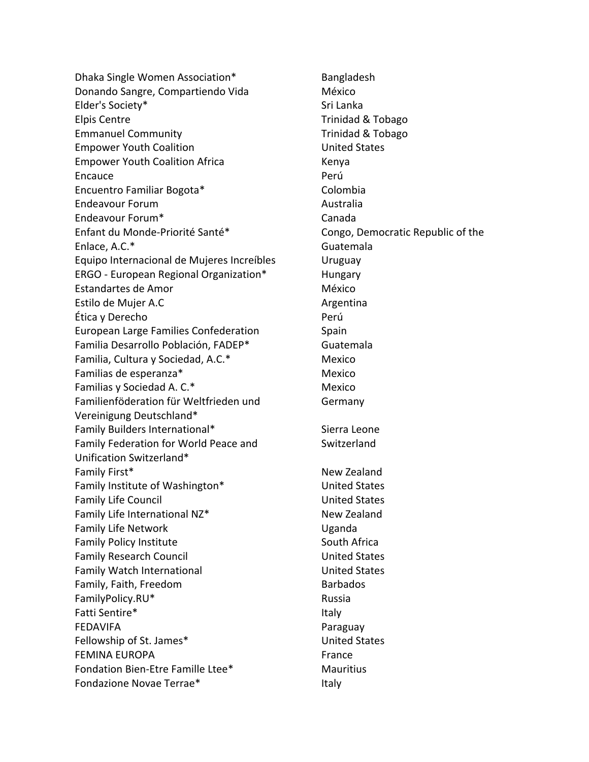| | |
|---|---|
| Dhaka Single Women Association* | Bangladesh |
| Donando Sangre, Compartiendo Vida | México |
| Elder's Society* | Sri Lanka |
| Elpis Centre | Trinidad & Tobago |
| Emmanuel Community | Trinidad & Tobago |
| Empower Youth Coalition | United States |
| Empower Youth Coalition Africa | Kenya |
| Encauce | Perú |
| Encuentro Familiar Bogota* | Colombia |
| Endeavour Forum | Australia |
| Endeavour Forum* | Canada |
| Enfant du Monde-Priorité Santé* | Congo, Democratic Republic of the |
| Enlace, A.C.* | Guatemala |
| Equipo Internacional de Mujeres Increíbles | Uruguay |
| ERGO - European Regional Organization* | Hungary |
| Estandartes de Amor | México |
| Estilo de Mujer A.C | Argentina |
| Ética y Derecho | Perú |
| European Large Families Confederation | Spain |
| Familia Desarrollo Población, FADEP* | Guatemala |
| Familia, Cultura y Sociedad, A.C.* | Mexico |
| Familias de esperanza* | Mexico |
| Familias y Sociedad A. C.* | Mexico |
| Familienföderation für Weltfrieden und Vereinigung Deutschland* | Germany |
| Family Builders International* | Sierra Leone |
| Family Federation for World Peace and Unification Switzerland* | Switzerland |
| Family First* | New Zealand |
| Family Institute of Washington* | United States |
| Family Life Council | United States |
| Family Life International NZ* | New Zealand |
| Family Life Network | Uganda |
| Family Policy Institute | South Africa |
| Family Research Council | United States |
| Family Watch International | United States |
| Family, Faith, Freedom | Barbados |
| FamilyPolicy.RU* | Russia |
| Fatti Sentire* | Italy |
| FEDAVIFA | Paraguay |
| Fellowship of St. James* | United States |
| FEMINA EUROPA | France |
| Fondation Bien-Etre Famille Ltee* | Mauritius |
| Fondazione Novae Terrae* | Italy |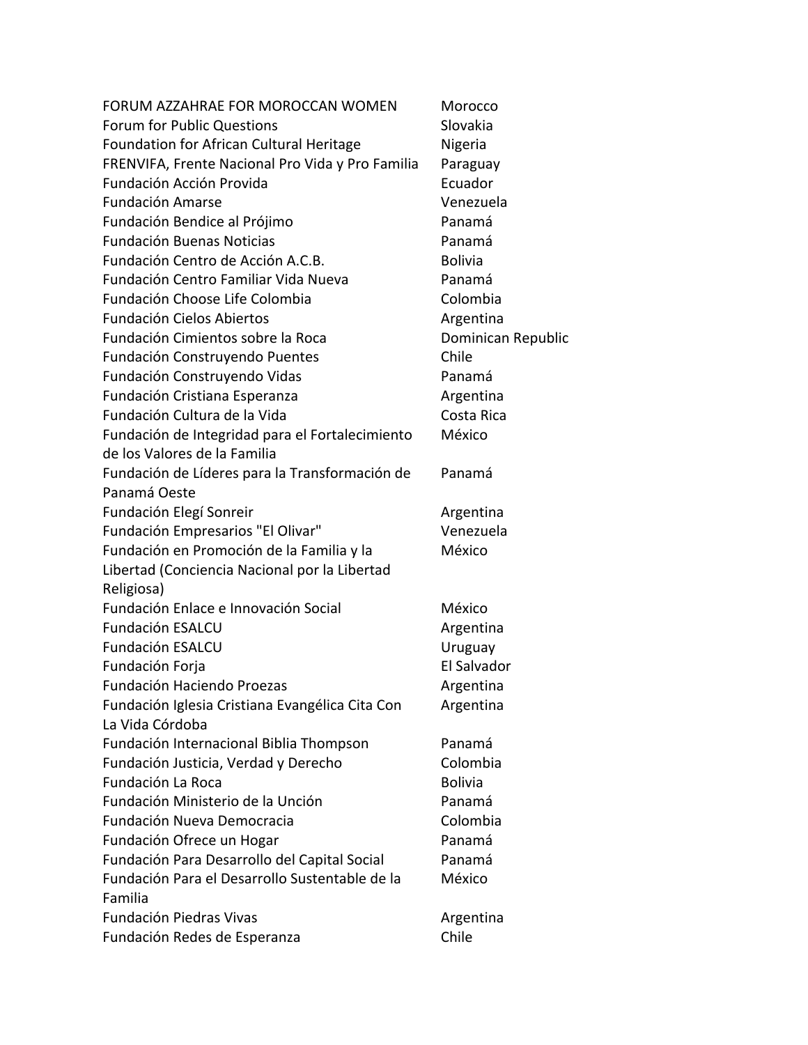| | |
|---|---|
| FORUM AZZAHRAE FOR MOROCCAN WOMEN | Morocco |
| Forum for Public Questions | Slovakia |
| Foundation for African Cultural Heritage | Nigeria |
| FRENVIFA, Frente Nacional Pro Vida y Pro Familia | Paraguay |
| Fundación Acción Provida | Ecuador |
| Fundación Amarse | Venezuela |
| Fundación Bendice al Prójimo | Panamá |
| Fundación Buenas Noticias | Panamá |
| Fundación Centro de Acción A.C.B. | Bolivia |
| Fundación Centro Familiar Vida Nueva | Panamá |
| Fundación Choose Life Colombia | Colombia |
| Fundación Cielos Abiertos | Argentina |
| Fundación Cimientos sobre la Roca | Dominican Republic |
| Fundación Construyendo Puentes | Chile |
| Fundación Construyendo Vidas | Panamá |
| Fundación Cristiana Esperanza | Argentina |
| Fundación Cultura de la Vida | Costa Rica |
| Fundación de Integridad para el Fortalecimiento de los Valores de la Familia | México |
| Fundación de Líderes para la Transformación de Panamá Oeste | Panamá |
| Fundación Elegí Sonreir | Argentina |
| Fundación Empresarios "El Olivar" | Venezuela |
| Fundación en Promoción de la Familia y la Libertad (Conciencia Nacional por la Libertad Religiosa) | México |
| Fundación Enlace e Innovación Social | México |
| Fundación ESALCU | Argentina |
| Fundación ESALCU | Uruguay |
| Fundación Forja | El Salvador |
| Fundación Haciendo Proezas | Argentina |
| Fundación Iglesia Cristiana Evangélica Cita Con La Vida Córdoba | Argentina |
| Fundación Internacional Biblia Thompson | Panamá |
| Fundación Justicia, Verdad y Derecho | Colombia |
| Fundación La Roca | Bolivia |
| Fundación Ministerio de la Unción | Panamá |
| Fundación Nueva Democracia | Colombia |
| Fundación Ofrece un Hogar | Panamá |
| Fundación Para Desarrollo del Capital Social | Panamá |
| Fundación Para el Desarrollo Sustentable de la Familia | México |
| Fundación Piedras Vivas | Argentina |
| Fundación Redes de Esperanza | Chile |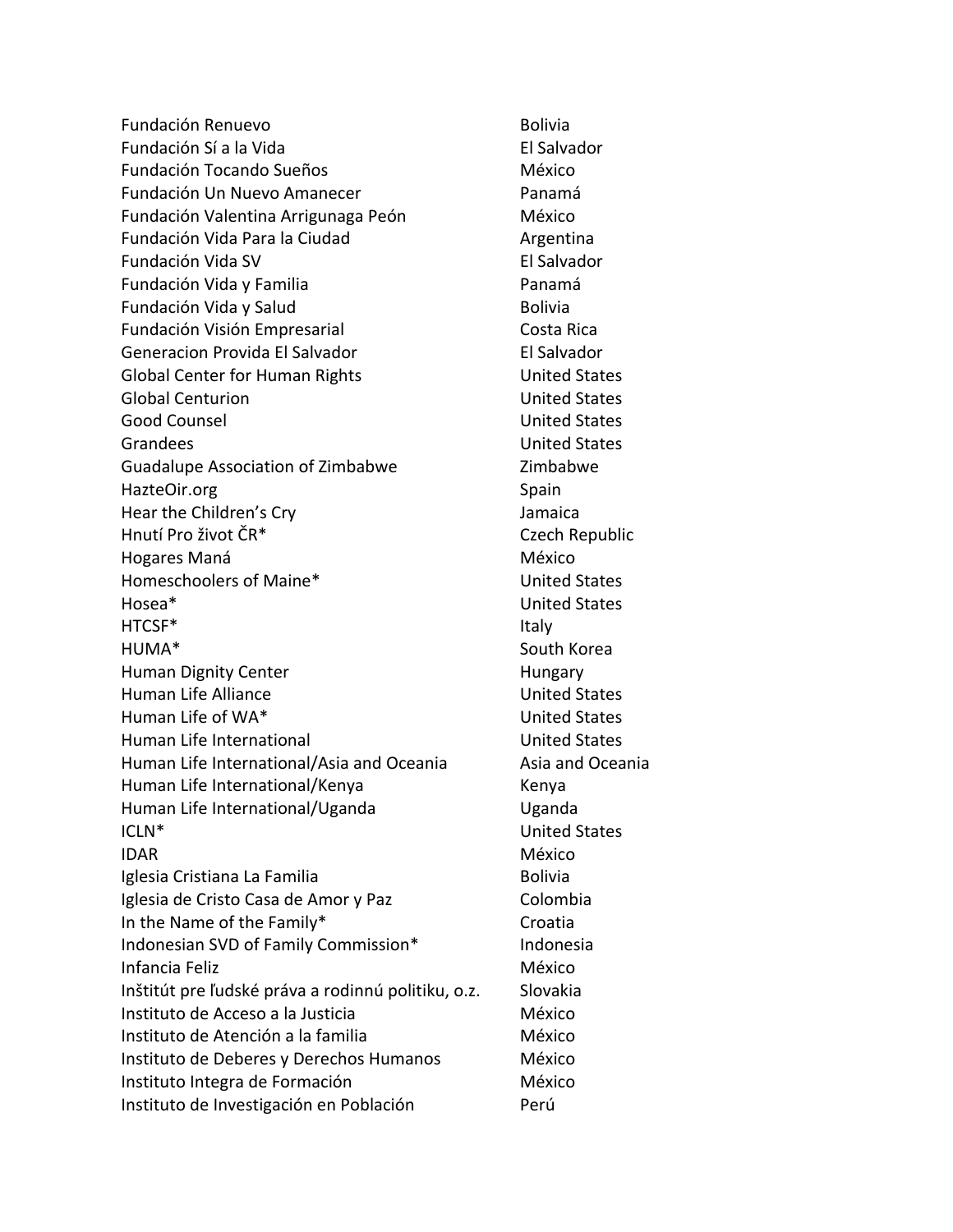| | |
|---|---|
| Fundación Renuevo | Bolivia |
| Fundación Sí a la Vida | El Salvador |
| Fundación Tocando Sueños | México |
| Fundación Un Nuevo Amanecer | Panamá |
| Fundación Valentina Arrigunaga Peón | México |
| Fundación Vida Para la Ciudad | Argentina |
| Fundación Vida SV | El Salvador |
| Fundación Vida y Familia | Panamá |
| Fundación Vida y Salud | Bolivia |
| Fundación Visión Empresarial | Costa Rica |
| Generacion Provida El Salvador | El Salvador |
| Global Center for Human Rights | United States |
| Global Centurion | United States |
| Good Counsel | United States |
| Grandees | United States |
| Guadalupe Association of Zimbabwe | Zimbabwe |
| HazteOir.org | Spain |
| Hear the Children's Cry | Jamaica |
| Hnutí Pro život ČR* | Czech Republic |
| Hogares Maná | México |
| Homeschoolers of Maine* | United States |
| Hosea* | United States |
| HTCSF* | Italy |
| HUMA* | South Korea |
| Human Dignity Center | Hungary |
| Human Life Alliance | United States |
| Human Life of WA* | United States |
| Human Life International | United States |
| Human Life International/Asia and Oceania | Asia and Oceania |
| Human Life International/Kenya | Kenya |
| Human Life International/Uganda | Uganda |
| ICLN* | United States |
| IDAR | México |
| Iglesia Cristiana La Familia | Bolivia |
| Iglesia de Cristo Casa de Amor y Paz | Colombia |
| In the Name of the Family* | Croatia |
| Indonesian SVD of Family Commission* | Indonesia |
| Infancia Feliz | México |
| Inštitút pre ľudské práva a rodinnú politiku, o.z. | Slovakia |
| Instituto de Acceso a la Justicia | México |
| Instituto de Atención a la familia | México |
| Instituto de Deberes y Derechos Humanos | México |
| Instituto Integra de Formación | México |
| Instituto de Investigación en Población | Perú |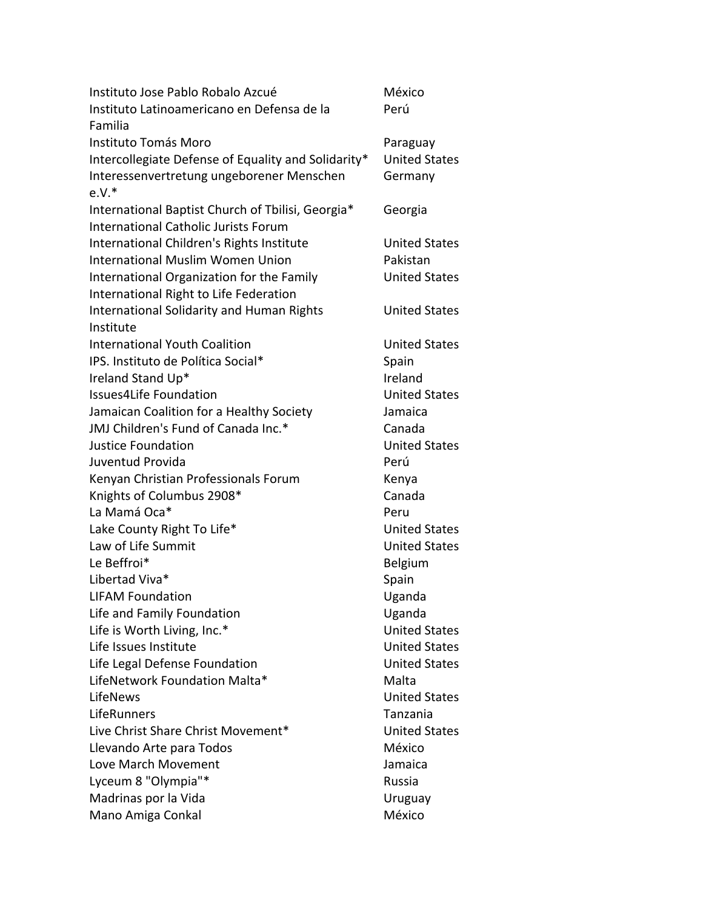| | |
|---|---|
| Instituto Jose Pablo Robalo Azcué | México |
| Instituto Latinoamericano en Defensa de la Familia | Perú |
| Instituto Tomás Moro | Paraguay |
| Intercollegiate Defense of Equality and Solidarity* | United States |
| Interessenvertretung ungeborener Menschen e.V.* | Germany |
| International Baptist Church of Tbilisi, Georgia* | Georgia |
| International Catholic Jurists Forum | |
| International Children's Rights Institute | United States |
| International Muslim Women Union | Pakistan |
| International Organization for the Family | United States |
| International Right to Life Federation | |
| International Solidarity and Human Rights Institute | United States |
| International Youth Coalition | United States |
| IPS. Instituto de Política Social* | Spain |
| Ireland Stand Up* | Ireland |
| Issues4Life Foundation | United States |
| Jamaican Coalition for a Healthy Society | Jamaica |
| JMJ Children's Fund of Canada Inc.* | Canada |
| Justice Foundation | United States |
| Juventud Provida | Perú |
| Kenyan Christian Professionals Forum | Kenya |
| Knights of Columbus 2908* | Canada |
| La Mamá Oca* | Peru |
| Lake County Right To Life* | United States |
| Law of Life Summit | United States |
| Le Beffroi* | Belgium |
| Libertad Viva* | Spain |
| LIFAM Foundation | Uganda |
| Life and Family Foundation | Uganda |
| Life is Worth Living, Inc.* | United States |
| Life Issues Institute | United States |
| Life Legal Defense Foundation | United States |
| LifeNetwork Foundation Malta* | Malta |
| LifeNews | United States |
| LifeRunners | Tanzania |
| Live Christ Share Christ Movement* | United States |
| Llevando Arte para Todos | México |
| Love March Movement | Jamaica |
| Lyceum 8 "Olympia"* | Russia |
| Madrinas por la Vida | Uruguay |
| Mano Amiga Conkal | México |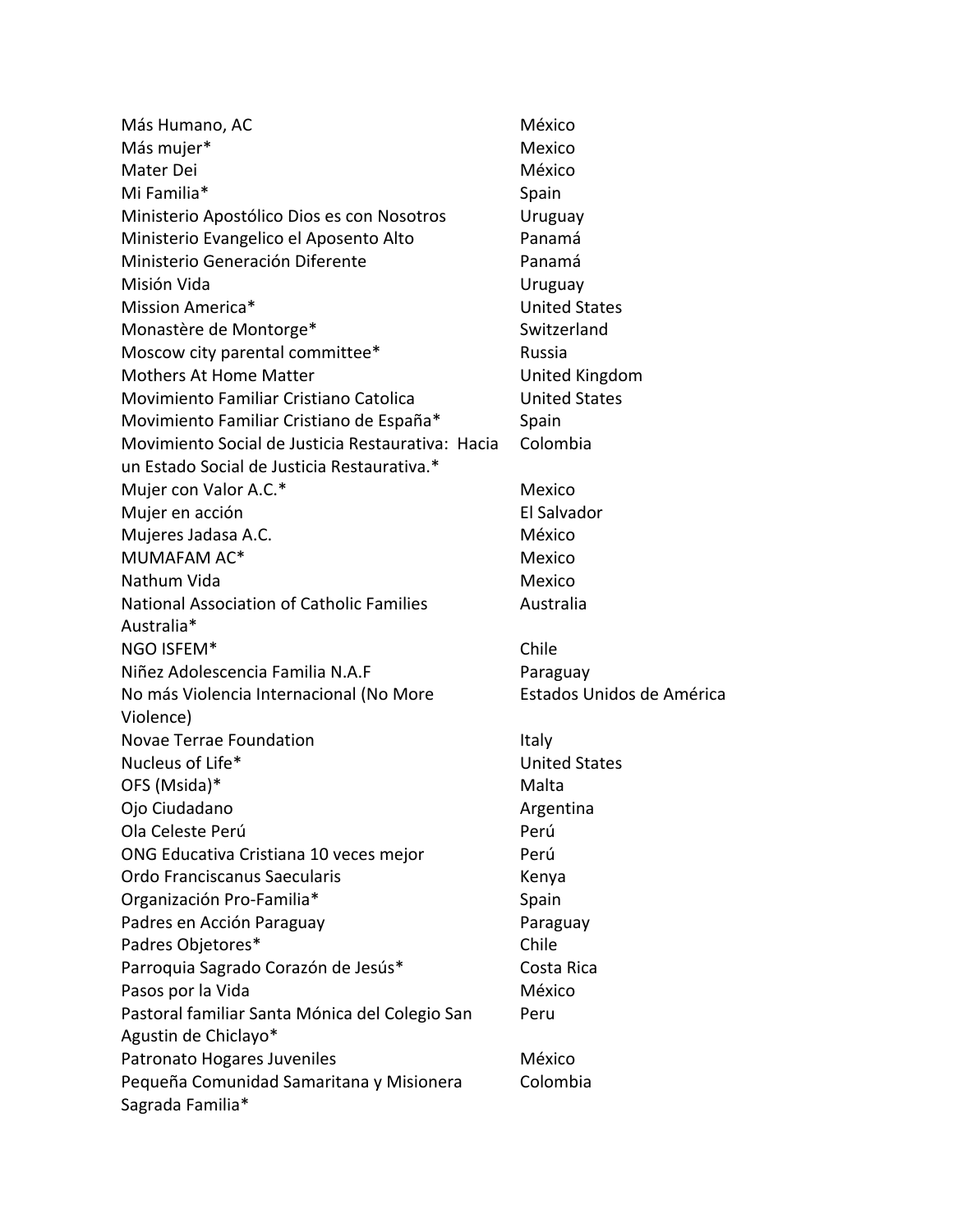| | |
|---|---|
| Más Humano, AC | México |
| Más mujer* | Mexico |
| Mater Dei | México |
| Mi Familia* | Spain |
| Ministerio Apostólico Dios es con Nosotros | Uruguay |
| Ministerio Evangelico el Aposento Alto | Panamá |
| Ministerio Generación Diferente | Panamá |
| Misión Vida | Uruguay |
| Mission America* | United States |
| Monastère de Montorge* | Switzerland |
| Moscow city parental committee* | Russia |
| Mothers At Home Matter | United Kingdom |
| Movimiento Familiar Cristiano Catolica | United States |
| Movimiento Familiar Cristiano de España* | Spain |
| Movimiento Social de Justicia Restaurativa: Hacia un Estado Social de Justicia Restaurativa.* | Colombia |
| Mujer con Valor A.C.* | Mexico |
| Mujer en acción | El Salvador |
| Mujeres Jadasa A.C. | México |
| MUMAFAM AC* | Mexico |
| Nathum Vida | Mexico |
| National Association of Catholic Families Australia* | Australia |
| NGO ISFEM* | Chile |
| Niñez Adolescencia Familia N.A.F | Paraguay |
| No más Violencia Internacional (No More Violence) | Estados Unidos de América |
| Novae Terrae Foundation | Italy |
| Nucleus of Life* | United States |
| OFS (Msida)* | Malta |
| Ojo Ciudadano | Argentina |
| Ola Celeste Perú | Perú |
| ONG Educativa Cristiana 10 veces mejor | Perú |
| Ordo Franciscanus Saecularis | Kenya |
| Organización Pro-Familia* | Spain |
| Padres en Acción Paraguay | Paraguay |
| Padres Objetores* | Chile |
| Parroquia Sagrado Corazón de Jesús* | Costa Rica |
| Pasos por la Vida | México |
| Pastoral familiar Santa Mónica del Colegio San Agustin de Chiclayo* | Peru |
| Patronato Hogares Juveniles | México |
| Pequeña Comunidad Samaritana y Misionera Sagrada Familia* | Colombia |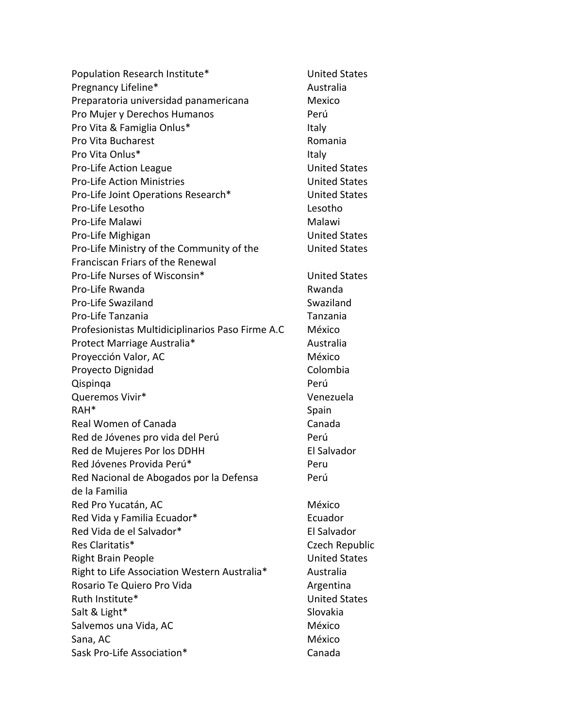| | |
|---|---|
| Population Research Institute* | United States |
| Pregnancy Lifeline* | Australia |
| Preparatoria universidad panamericana | Mexico |
| Pro Mujer y Derechos Humanos | Perú |
| Pro Vita & Famiglia Onlus* | Italy |
| Pro Vita Bucharest | Romania |
| Pro Vita Onlus* | Italy |
| Pro-Life Action League | United States |
| Pro-Life Action Ministries | United States |
| Pro-Life Joint Operations Research* | United States |
| Pro-Life Lesotho | Lesotho |
| Pro-Life Malawi | Malawi |
| Pro-Life Mighigan | United States |
| Pro-Life Ministry of the Community of the Franciscan Friars of the Renewal | United States |
| Pro-Life Nurses of Wisconsin* | United States |
| Pro-Life Rwanda | Rwanda |
| Pro-Life Swaziland | Swaziland |
| Pro-Life Tanzania | Tanzania |
| Profesionistas Multidiciplinarios Paso Firme A.C | México |
| Protect Marriage Australia* | Australia |
| Proyección Valor, AC | México |
| Proyecto Dignidad | Colombia |
| Qispinqa | Perú |
| Queremos Vivir* | Venezuela |
| RAH* | Spain |
| Real Women of Canada | Canada |
| Red de Jóvenes pro vida del Perú | Perú |
| Red de Mujeres Por los DDHH | El Salvador |
| Red Jóvenes Provida Perú* | Peru |
| Red Nacional de Abogados por la Defensa de la Familia | Perú |
| Red Pro Yucatán, AC | México |
| Red Vida y Familia Ecuador* | Ecuador |
| Red Vida de el Salvador* | El Salvador |
| Res Claritatis* | Czech Republic |
| Right Brain People | United States |
| Right to Life Association Western Australia* | Australia |
| Rosario Te Quiero Pro Vida | Argentina |
| Ruth Institute* | United States |
| Salt & Light* | Slovakia |
| Salvemos una Vida, AC | México |
| Sana, AC | México |
| Sask Pro-Life Association* | Canada |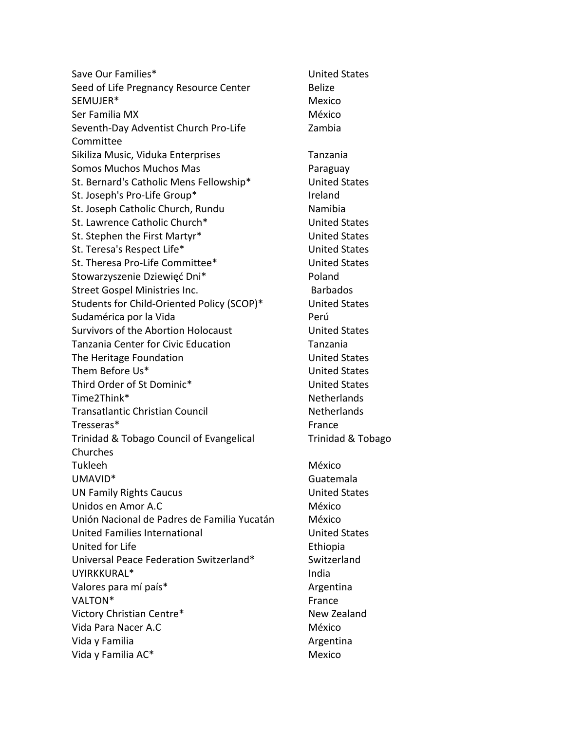| | |
|---|---|
| Save Our Families* | United States |
| Seed of Life Pregnancy Resource Center | Belize |
| SEMUJER* | Mexico |
| Ser Familia MX | México |
| Seventh-Day Adventist Church Pro-Life Committee | Zambia |
| Sikiliza Music, Viduka Enterprises | Tanzania |
| Somos Muchos Muchos Mas | Paraguay |
| St. Bernard's Catholic Mens Fellowship* | United States |
| St. Joseph's Pro-Life Group* | Ireland |
| St. Joseph Catholic Church, Rundu | Namibia |
| St. Lawrence Catholic Church* | United States |
| St. Stephen the First Martyr* | United States |
| St. Teresa's Respect Life* | United States |
| St. Theresa Pro-Life Committee* | United States |
| Stowarzyszenie Dziewięć Dni* | Poland |
| Street Gospel Ministries Inc. | Barbados |
| Students for Child-Oriented Policy (SCOP)* | United States |
| Sudamérica por la Vida | Perú |
| Survivors of the Abortion Holocaust | United States |
| Tanzania Center for Civic Education | Tanzania |
| The Heritage Foundation | United States |
| Them Before Us* | United States |
| Third Order of St Dominic* | United States |
| Time2Think* | Netherlands |
| Transatlantic Christian Council | Netherlands |
| Tresseras* | France |
| Trinidad & Tobago Council of Evangelical Churches | Trinidad & Tobago |
| Tukleeh | México |
| UMAVID* | Guatemala |
| UN Family Rights Caucus | United States |
| Unidos en Amor A.C | México |
| Unión Nacional de Padres de Familia Yucatán | México |
| United Families International | United States |
| United for Life | Ethiopia |
| Universal Peace Federation Switzerland* | Switzerland |
| UYIRKKURAL* | India |
| Valores para mí país* | Argentina |
| VALTON* | France |
| Victory Christian Centre* | New Zealand |
| Vida Para Nacer A.C | México |
| Vida y Familia | Argentina |
| Vida y Familia AC* | Mexico |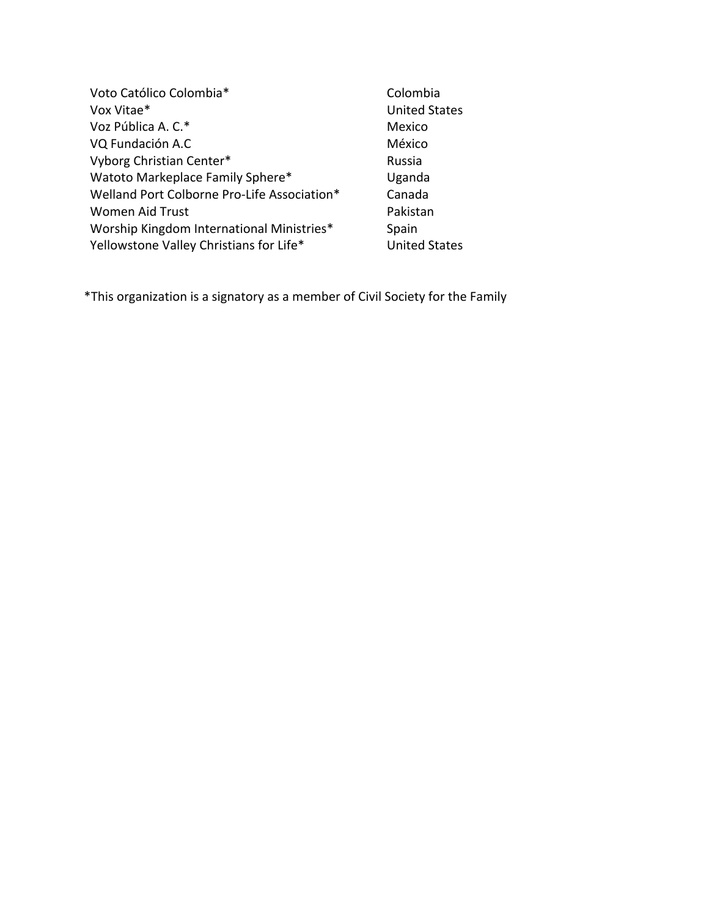| | |
|---|---|
| Voto Católico Colombia* | Colombia |
| Vox Vitae* | United States |
| Voz Pública A. C.* | Mexico |
| VQ Fundación A.C | México |
| Vyborg Christian Center* | Russia |
| Watoto Markeplace Family Sphere* | Uganda |
| Welland Port Colborne Pro-Life Association* | Canada |
| Women Aid Trust | Pakistan |
| Worship Kingdom International Ministries* | Spain |
| Yellowstone Valley Christians for Life* | United States |

*This organization is a signatory as a member of Civil Society for the Family